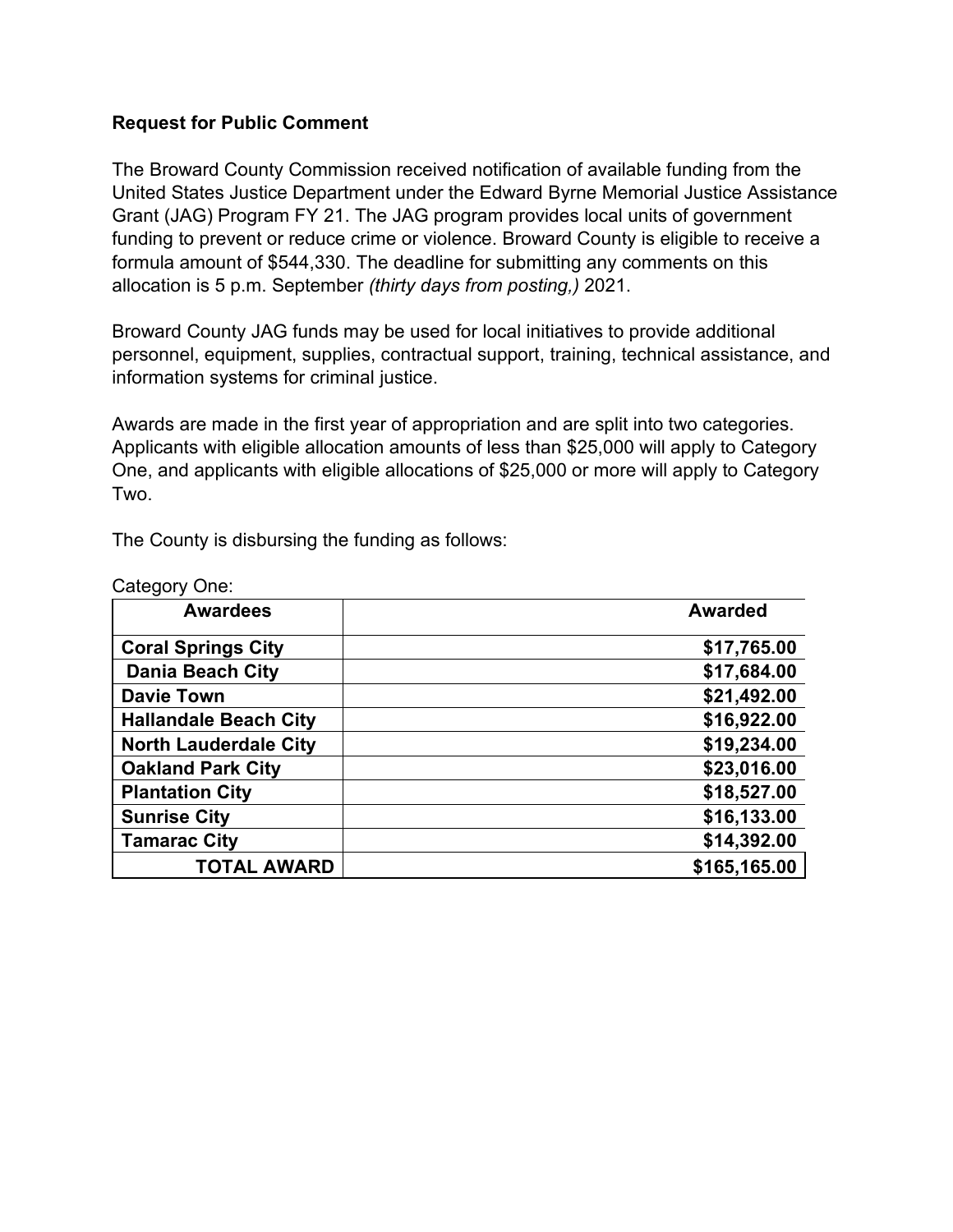**Request for Public Comment**

The Broward County Commission received notification of available funding from the United States Justice Department under the Edward Byrne Memorial Justice Assistance Grant (JAG) Program FY 21. The JAG program provides local units of government funding to prevent or reduce crime or violence. Broward County is eligible to receive a formula amount of $544,330. The deadline for submitting any comments on this allocation is 5 p.m. September *(thirty days from posting,)* 2021.

Broward County JAG funds may be used for local initiatives to provide additional personnel, equipment, supplies, contractual support, training, technical assistance, and information systems for criminal justice.

Awards are made in the first year of appropriation and are split into two categories. Applicants with eligible allocation amounts of less than $25,000 will apply to Category One, and applicants with eligible allocations of $25,000 or more will apply to Category Two.

The County is disbursing the funding as follows:

Category One:

| Awardees | Awarded |
|---|---|
| **Coral Springs City** | **$17,765.00** |
| **Dania Beach City** | **$17,684.00** |
| **Davie Town** | **$21,492.00** |
| **Hallandale Beach City** | **$16,922.00** |
| **North Lauderdale City** | **$19,234.00** |
| **Oakland Park City** | **$23,016.00** |
| **Plantation City** | **$18,527.00** |
| **Sunrise City** | **$16,133.00** |
| **Tamarac City** | **$14,392.00** |
| **TOTAL AWARD** | **$165,165.00** |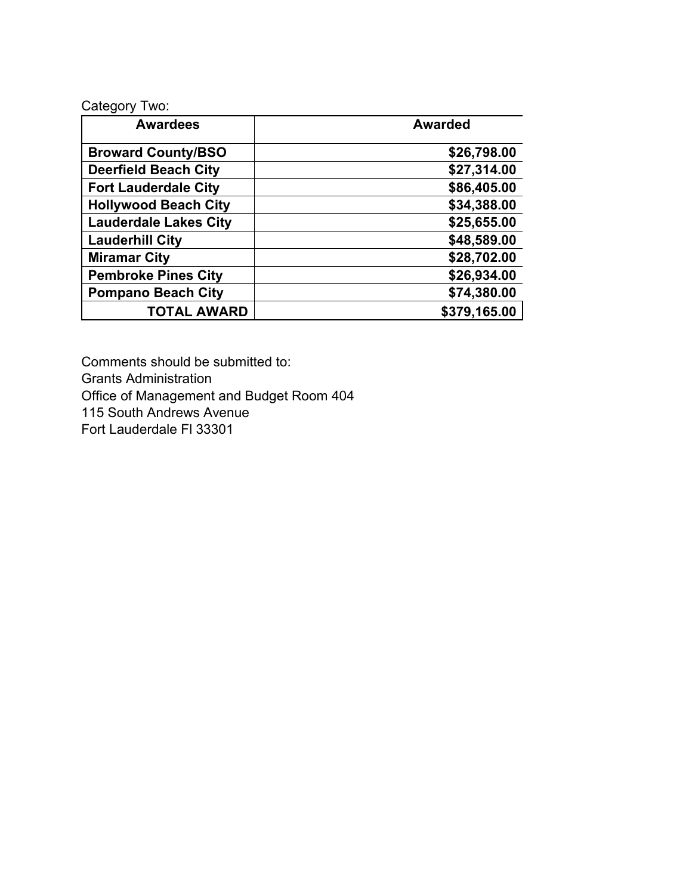Category Two:

| Awardees | Awarded |
|---|---|
| **Broward County/BSO** | **$26,798.00** |
| **Deerfield Beach City** | **$27,314.00** |
| **Fort Lauderdale City** | **$86,405.00** |
| **Hollywood Beach City** | **$34,388.00** |
| **Lauderdale Lakes City** | **$25,655.00** |
| **Lauderhill City** | **$48,589.00** |
| **Miramar City** | **$28,702.00** |
| **Pembroke Pines City** | **$26,934.00** |
| **Pompano Beach City** | **$74,380.00** |
| **TOTAL AWARD** | **$379,165.00** |

Comments should be submitted to:
Grants Administration
Office of Management and Budget Room 404
115 South Andrews Avenue
Fort Lauderdale Fl 33301